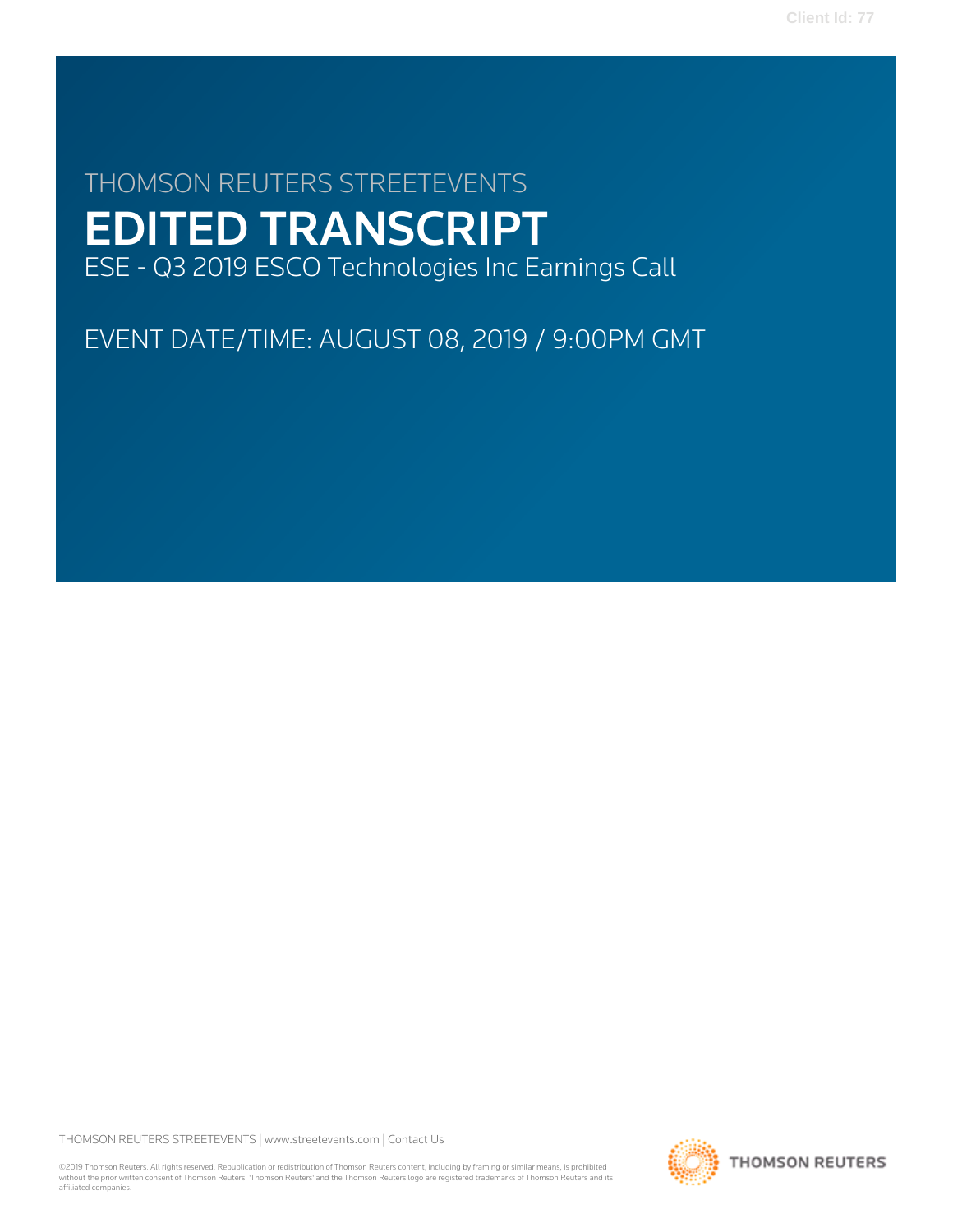THOMSON REUTERS STREETEVENTS

# EDITED TRANSCRIPT

ESE - Q3 2019 ESCO Technologies Inc Earnings Call

EVENT DATE/TIME: AUGUST 08, 2019 / 9:00PM GMT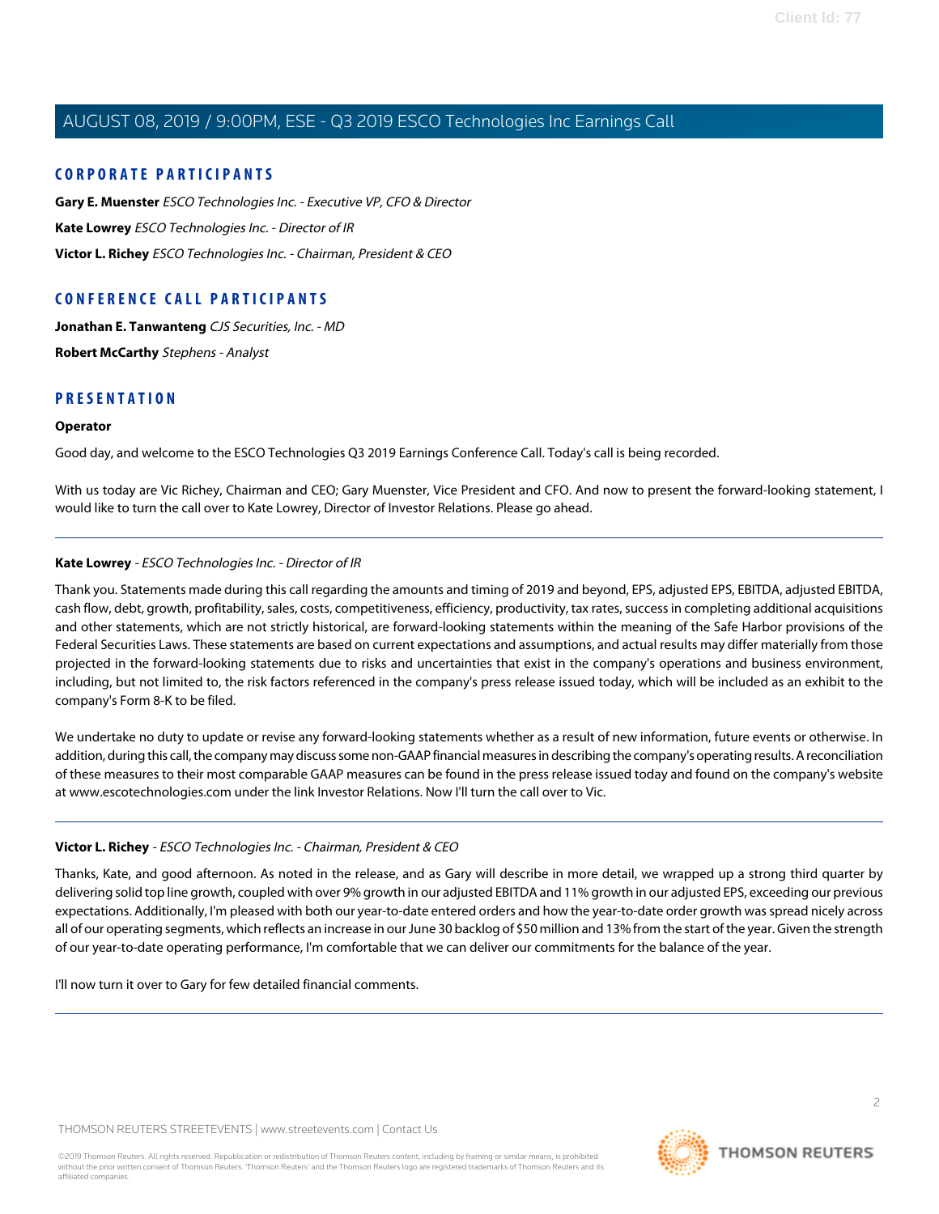## CORPORATE PARTICIPANTS

**Gary E. Muenster** *ESCO Technologies Inc. - Executive VP, CFO & Director*

**Kate Lowrey** *ESCO Technologies Inc. - Director of IR*

**Victor L. Richey** *ESCO Technologies Inc. - Chairman, President & CEO*

## CONFERENCE CALL PARTICIPANTS

**Jonathan E. Tanwanteng** *CJS Securities, Inc. - MD*

**Robert McCarthy** *Stephens - Analyst*

## PRESENTATION

**Operator**

Good day, and welcome to the ESCO Technologies Q3 2019 Earnings Conference Call. Today's call is being recorded.

With us today are Vic Richey, Chairman and CEO; Gary Muenster, Vice President and CFO. And now to present the forward-looking statement, I would like to turn the call over to Kate Lowrey, Director of Investor Relations. Please go ahead.

---

**Kate Lowrey** - *ESCO Technologies Inc. - Director of IR*

Thank you. Statements made during this call regarding the amounts and timing of 2019 and beyond, EPS, adjusted EPS, EBITDA, adjusted EBITDA, cash flow, debt, growth, profitability, sales, costs, competitiveness, efficiency, productivity, tax rates, success in completing additional acquisitions and other statements, which are not strictly historical, are forward-looking statements within the meaning of the Safe Harbor provisions of the Federal Securities Laws. These statements are based on current expectations and assumptions, and actual results may differ materially from those projected in the forward-looking statements due to risks and uncertainties that exist in the company's operations and business environment, including, but not limited to, the risk factors referenced in the company's press release issued today, which will be included as an exhibit to the company's Form 8-K to be filed.

We undertake no duty to update or revise any forward-looking statements whether as a result of new information, future events or otherwise. In addition, during this call, the company may discuss some non-GAAP financial measures in describing the company's operating results. A reconciliation of these measures to their most comparable GAAP measures can be found in the press release issued today and found on the company's website at www.escotechnologies.com under the link Investor Relations. Now I'll turn the call over to Vic.

---

**Victor L. Richey** - *ESCO Technologies Inc. - Chairman, President & CEO*

Thanks, Kate, and good afternoon. As noted in the release, and as Gary will describe in more detail, we wrapped up a strong third quarter by delivering solid top line growth, coupled with over 9% growth in our adjusted EBITDA and 11% growth in our adjusted EPS, exceeding our previous expectations. Additionally, I'm pleased with both our year-to-date entered orders and how the year-to-date order growth was spread nicely across all of our operating segments, which reflects an increase in our June 30 backlog of $50 million and 13% from the start of the year. Given the strength of our year-to-date operating performance, I'm comfortable that we can deliver our commitments for the balance of the year.

I'll now turn it over to Gary for few detailed financial comments.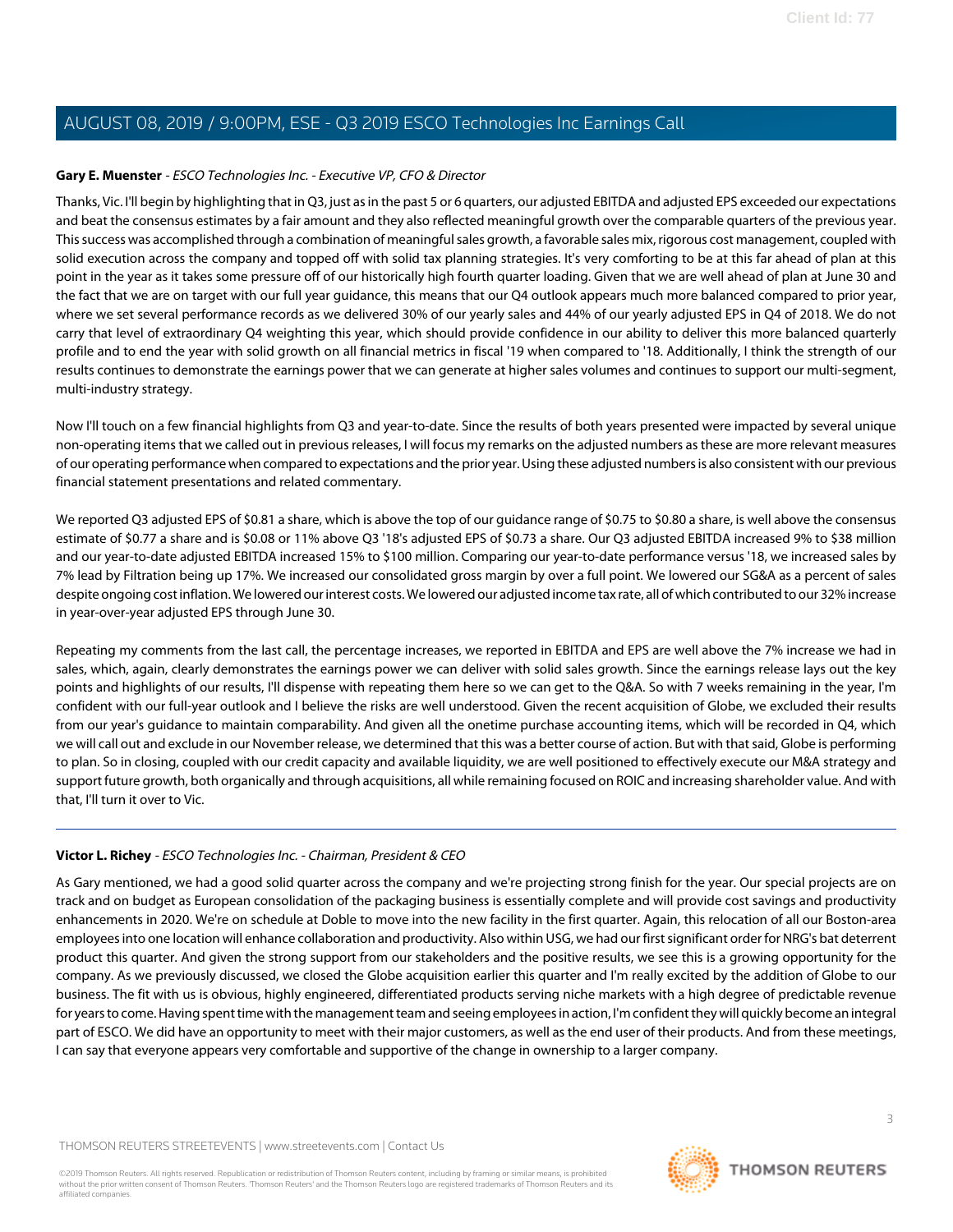**Gary E. Muenster** - *ESCO Technologies Inc. - Executive VP, CFO & Director*

Thanks, Vic. I'll begin by highlighting that in Q3, just as in the past 5 or 6 quarters, our adjusted EBITDA and adjusted EPS exceeded our expectations and beat the consensus estimates by a fair amount and they also reflected meaningful growth over the comparable quarters of the previous year. This success was accomplished through a combination of meaningful sales growth, a favorable sales mix, rigorous cost management, coupled with solid execution across the company and topped off with solid tax planning strategies. It's very comforting to be at this far ahead of plan at this point in the year as it takes some pressure off of our historically high fourth quarter loading. Given that we are well ahead of plan at June 30 and the fact that we are on target with our full year guidance, this means that our Q4 outlook appears much more balanced compared to prior year, where we set several performance records as we delivered 30% of our yearly sales and 44% of our yearly adjusted EPS in Q4 of 2018. We do not carry that level of extraordinary Q4 weighting this year, which should provide confidence in our ability to deliver this more balanced quarterly profile and to end the year with solid growth on all financial metrics in fiscal '19 when compared to '18. Additionally, I think the strength of our results continues to demonstrate the earnings power that we can generate at higher sales volumes and continues to support our multi-segment, multi-industry strategy.

Now I'll touch on a few financial highlights from Q3 and year-to-date. Since the results of both years presented were impacted by several unique non-operating items that we called out in previous releases, I will focus my remarks on the adjusted numbers as these are more relevant measures of our operating performance when compared to expectations and the prior year. Using these adjusted numbers is also consistent with our previous financial statement presentations and related commentary.

We reported Q3 adjusted EPS of $0.81 a share, which is above the top of our guidance range of $0.75 to $0.80 a share, is well above the consensus estimate of $0.77 a share and is $0.08 or 11% above Q3 '18's adjusted EPS of $0.73 a share. Our Q3 adjusted EBITDA increased 9% to $38 million and our year-to-date adjusted EBITDA increased 15% to $100 million. Comparing our year-to-date performance versus '18, we increased sales by 7% lead by Filtration being up 17%. We increased our consolidated gross margin by over a full point. We lowered our SG&A as a percent of sales despite ongoing cost inflation. We lowered our interest costs. We lowered our adjusted income tax rate, all of which contributed to our 32% increase in year-over-year adjusted EPS through June 30.

Repeating my comments from the last call, the percentage increases, we reported in EBITDA and EPS are well above the 7% increase we had in sales, which, again, clearly demonstrates the earnings power we can deliver with solid sales growth. Since the earnings release lays out the key points and highlights of our results, I'll dispense with repeating them here so we can get to the Q&A. So with 7 weeks remaining in the year, I'm confident with our full-year outlook and I believe the risks are well understood. Given the recent acquisition of Globe, we excluded their results from our year's guidance to maintain comparability. And given all the onetime purchase accounting items, which will be recorded in Q4, which we will call out and exclude in our November release, we determined that this was a better course of action. But with that said, Globe is performing to plan. So in closing, coupled with our credit capacity and available liquidity, we are well positioned to effectively execute our M&A strategy and support future growth, both organically and through acquisitions, all while remaining focused on ROIC and increasing shareholder value. And with that, I'll turn it over to Vic.

---

**Victor L. Richey** - *ESCO Technologies Inc. - Chairman, President & CEO*

As Gary mentioned, we had a good solid quarter across the company and we're projecting strong finish for the year. Our special projects are on track and on budget as European consolidation of the packaging business is essentially complete and will provide cost savings and productivity enhancements in 2020. We're on schedule at Doble to move into the new facility in the first quarter. Again, this relocation of all our Boston-area employees into one location will enhance collaboration and productivity. Also within USG, we had our first significant order for NRG's bat deterrent product this quarter. And given the strong support from our stakeholders and the positive results, we see this is a growing opportunity for the company. As we previously discussed, we closed the Globe acquisition earlier this quarter and I'm really excited by the addition of Globe to our business. The fit with us is obvious, highly engineered, differentiated products serving niche markets with a high degree of predictable revenue for years to come. Having spent time with the management team and seeing employees in action, I'm confident they will quickly become an integral part of ESCO. We did have an opportunity to meet with their major customers, as well as the end user of their products. And from these meetings, I can say that everyone appears very comfortable and supportive of the change in ownership to a larger company.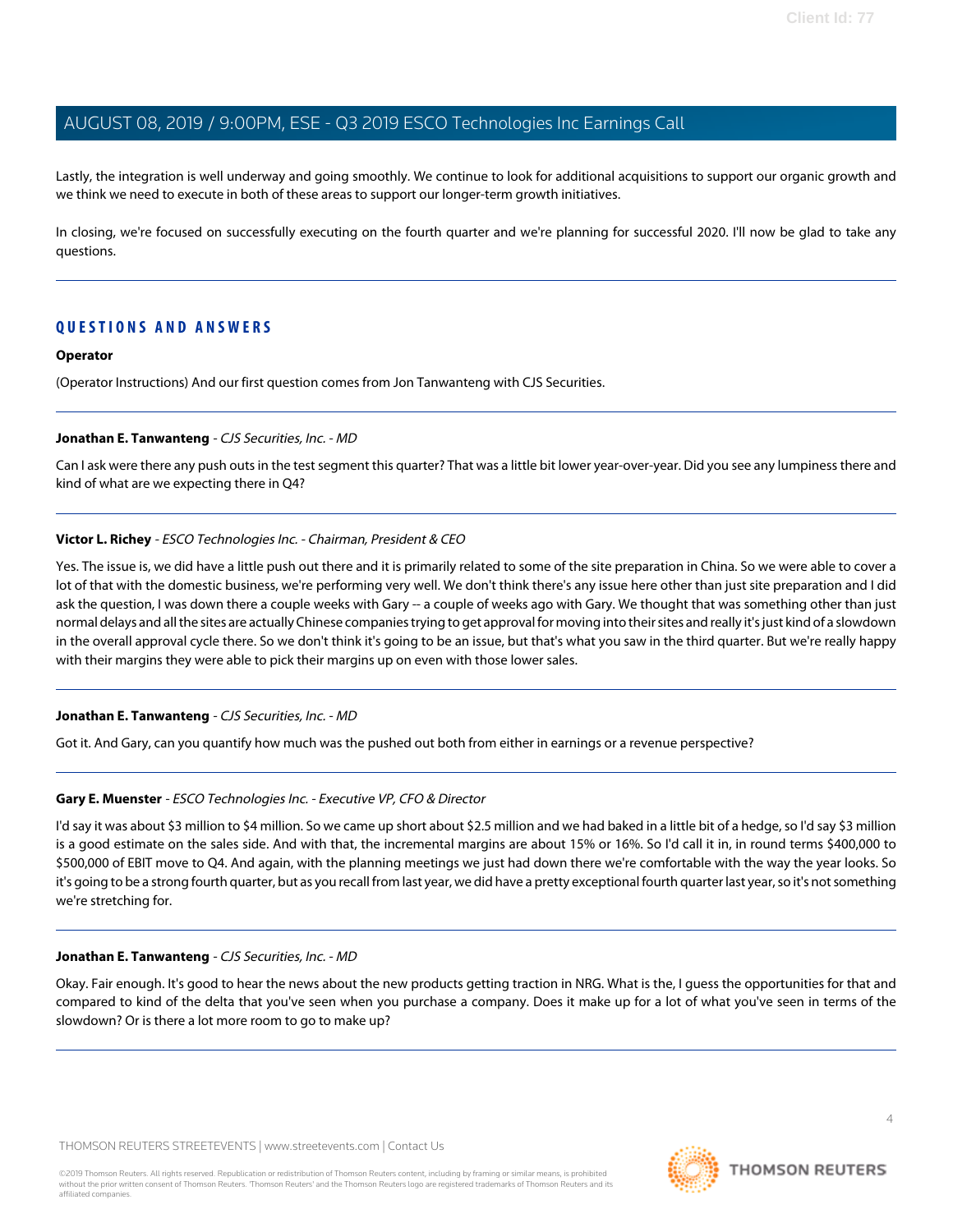Lastly, the integration is well underway and going smoothly. We continue to look for additional acquisitions to support our organic growth and we think we need to execute in both of these areas to support our longer-term growth initiatives.

In closing, we're focused on successfully executing on the fourth quarter and we're planning for successful 2020. I'll now be glad to take any questions.

## QUESTIONS AND ANSWERS

**Operator**

(Operator Instructions) And our first question comes from Jon Tanwanteng with CJS Securities.

**Jonathan E. Tanwanteng** - *CJS Securities, Inc. - MD*

Can I ask were there any push outs in the test segment this quarter? That was a little bit lower year-over-year. Did you see any lumpiness there and kind of what are we expecting there in Q4?

**Victor L. Richey** - *ESCO Technologies Inc. - Chairman, President & CEO*

Yes. The issue is, we did have a little push out there and it is primarily related to some of the site preparation in China. So we were able to cover a lot of that with the domestic business, we're performing very well. We don't think there's any issue here other than just site preparation and I did ask the question, I was down there a couple weeks with Gary -- a couple of weeks ago with Gary. We thought that was something other than just normal delays and all the sites are actually Chinese companies trying to get approval for moving into their sites and really it's just kind of a slowdown in the overall approval cycle there. So we don't think it's going to be an issue, but that's what you saw in the third quarter. But we're really happy with their margins they were able to pick their margins up on even with those lower sales.

**Jonathan E. Tanwanteng** - *CJS Securities, Inc. - MD*

Got it. And Gary, can you quantify how much was the pushed out both from either in earnings or a revenue perspective?

**Gary E. Muenster** - *ESCO Technologies Inc. - Executive VP, CFO & Director*

I'd say it was about $3 million to $4 million. So we came up short about $2.5 million and we had baked in a little bit of a hedge, so I'd say $3 million is a good estimate on the sales side. And with that, the incremental margins are about 15% or 16%. So I'd call it in, in round terms $400,000 to $500,000 of EBIT move to Q4. And again, with the planning meetings we just had down there we're comfortable with the way the year looks. So it's going to be a strong fourth quarter, but as you recall from last year, we did have a pretty exceptional fourth quarter last year, so it's not something we're stretching for.

**Jonathan E. Tanwanteng** - *CJS Securities, Inc. - MD*

Okay. Fair enough. It's good to hear the news about the new products getting traction in NRG. What is the, I guess the opportunities for that and compared to kind of the delta that you've seen when you purchase a company. Does it make up for a lot of what you've seen in terms of the slowdown? Or is there a lot more room to go to make up?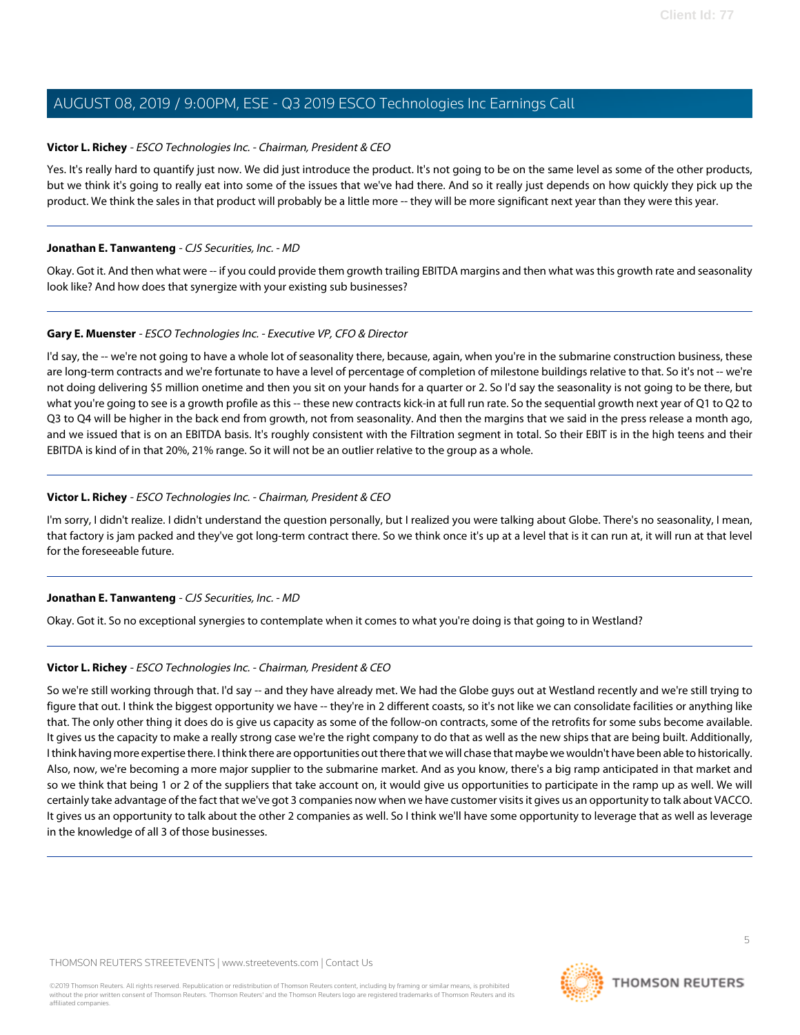**Victor L. Richey** - *ESCO Technologies Inc. - Chairman, President & CEO*

Yes. It's really hard to quantify just now. We did just introduce the product. It's not going to be on the same level as some of the other products, but we think it's going to really eat into some of the issues that we've had there. And so it really just depends on how quickly they pick up the product. We think the sales in that product will probably be a little more -- they will be more significant next year than they were this year.

---

**Jonathan E. Tanwanteng** - *CJS Securities, Inc. - MD*

Okay. Got it. And then what were -- if you could provide them growth trailing EBITDA margins and then what was this growth rate and seasonality look like? And how does that synergize with your existing sub businesses?

---

**Gary E. Muenster** - *ESCO Technologies Inc. - Executive VP, CFO & Director*

I'd say, the -- we're not going to have a whole lot of seasonality there, because, again, when you're in the submarine construction business, these are long-term contracts and we're fortunate to have a level of percentage of completion of milestone buildings relative to that. So it's not -- we're not doing delivering $5 million onetime and then you sit on your hands for a quarter or 2. So I'd say the seasonality is not going to be there, but what you're going to see is a growth profile as this -- these new contracts kick-in at full run rate. So the sequential growth next year of Q1 to Q2 to Q3 to Q4 will be higher in the back end from growth, not from seasonality. And then the margins that we said in the press release a month ago, and we issued that is on an EBITDA basis. It's roughly consistent with the Filtration segment in total. So their EBIT is in the high teens and their EBITDA is kind of in that 20%, 21% range. So it will not be an outlier relative to the group as a whole.

---

**Victor L. Richey** - *ESCO Technologies Inc. - Chairman, President & CEO*

I'm sorry, I didn't realize. I didn't understand the question personally, but I realized you were talking about Globe. There's no seasonality, I mean, that factory is jam packed and they've got long-term contract there. So we think once it's up at a level that is it can run at, it will run at that level for the foreseeable future.

---

**Jonathan E. Tanwanteng** - *CJS Securities, Inc. - MD*

Okay. Got it. So no exceptional synergies to contemplate when it comes to what you're doing is that going to in Westland?

---

**Victor L. Richey** - *ESCO Technologies Inc. - Chairman, President & CEO*

So we're still working through that. I'd say -- and they have already met. We had the Globe guys out at Westland recently and we're still trying to figure that out. I think the biggest opportunity we have -- they're in 2 different coasts, so it's not like we can consolidate facilities or anything like that. The only other thing it does do is give us capacity as some of the follow-on contracts, some of the retrofits for some subs become available. It gives us the capacity to make a really strong case we're the right company to do that as well as the new ships that are being built. Additionally, I think having more expertise there. I think there are opportunities out there that we will chase that maybe we wouldn't have been able to historically. Also, now, we're becoming a more major supplier to the submarine market. And as you know, there's a big ramp anticipated in that market and so we think that being 1 or 2 of the suppliers that take account on, it would give us opportunities to participate in the ramp up as well. We will certainly take advantage of the fact that we've got 3 companies now when we have customer visits it gives us an opportunity to talk about VACCO. It gives us an opportunity to talk about the other 2 companies as well. So I think we'll have some opportunity to leverage that as well as leverage in the knowledge of all 3 of those businesses.

---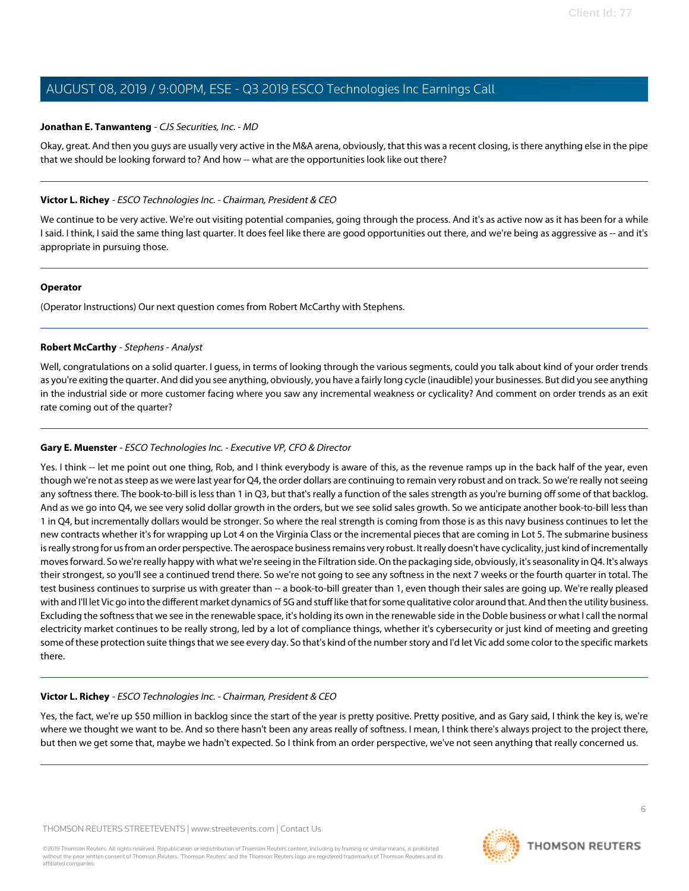**Jonathan E. Tanwanteng** - *CJS Securities, Inc. - MD*

Okay, great. And then you guys are usually very active in the M&A arena, obviously, that this was a recent closing, is there anything else in the pipe that we should be looking forward to? And how -- what are the opportunities look like out there?

---

**Victor L. Richey** - *ESCO Technologies Inc. - Chairman, President & CEO*

We continue to be very active. We're out visiting potential companies, going through the process. And it's as active now as it has been for a while I said. I think, I said the same thing last quarter. It does feel like there are good opportunities out there, and we're being as aggressive as -- and it's appropriate in pursuing those.

---

**Operator**

(Operator Instructions) Our next question comes from Robert McCarthy with Stephens.

---

**Robert McCarthy** - *Stephens - Analyst*

Well, congratulations on a solid quarter. I guess, in terms of looking through the various segments, could you talk about kind of your order trends as you're exiting the quarter. And did you see anything, obviously, you have a fairly long cycle (inaudible) your businesses. But did you see anything in the industrial side or more customer facing where you saw any incremental weakness or cyclicality? And comment on order trends as an exit rate coming out of the quarter?

---

**Gary E. Muenster** - *ESCO Technologies Inc. - Executive VP, CFO & Director*

Yes. I think -- let me point out one thing, Rob, and I think everybody is aware of this, as the revenue ramps up in the back half of the year, even though we're not as steep as we were last year for Q4, the order dollars are continuing to remain very robust and on track. So we're really not seeing any softness there. The book-to-bill is less than 1 in Q3, but that's really a function of the sales strength as you're burning off some of that backlog. And as we go into Q4, we see very solid dollar growth in the orders, but we see solid sales growth. So we anticipate another book-to-bill less than 1 in Q4, but incrementally dollars would be stronger. So where the real strength is coming from those is as this navy business continues to let the new contracts whether it's for wrapping up Lot 4 on the Virginia Class or the incremental pieces that are coming in Lot 5. The submarine business is really strong for us from an order perspective. The aerospace business remains very robust. It really doesn't have cyclicality, just kind of incrementally moves forward. So we're really happy with what we're seeing in the Filtration side. On the packaging side, obviously, it's seasonality in Q4. It's always their strongest, so you'll see a continued trend there. So we're not going to see any softness in the next 7 weeks or the fourth quarter in total. The test business continues to surprise us with greater than -- a book-to-bill greater than 1, even though their sales are going up. We're really pleased with and I'll let Vic go into the different market dynamics of 5G and stuff like that for some qualitative color around that. And then the utility business. Excluding the softness that we see in the renewable space, it's holding its own in the renewable side in the Doble business or what I call the normal electricity market continues to be really strong, led by a lot of compliance things, whether it's cybersecurity or just kind of meeting and greeting some of these protection suite things that we see every day. So that's kind of the number story and I'd let Vic add some color to the specific markets there.

---

**Victor L. Richey** - *ESCO Technologies Inc. - Chairman, President & CEO*

Yes, the fact, we're up $50 million in backlog since the start of the year is pretty positive. Pretty positive, and as Gary said, I think the key is, we're where we thought we want to be. And so there hasn't been any areas really of softness. I mean, I think there's always project to the project there, but then we get some that, maybe we hadn't expected. So I think from an order perspective, we've not seen anything that really concerned us.

---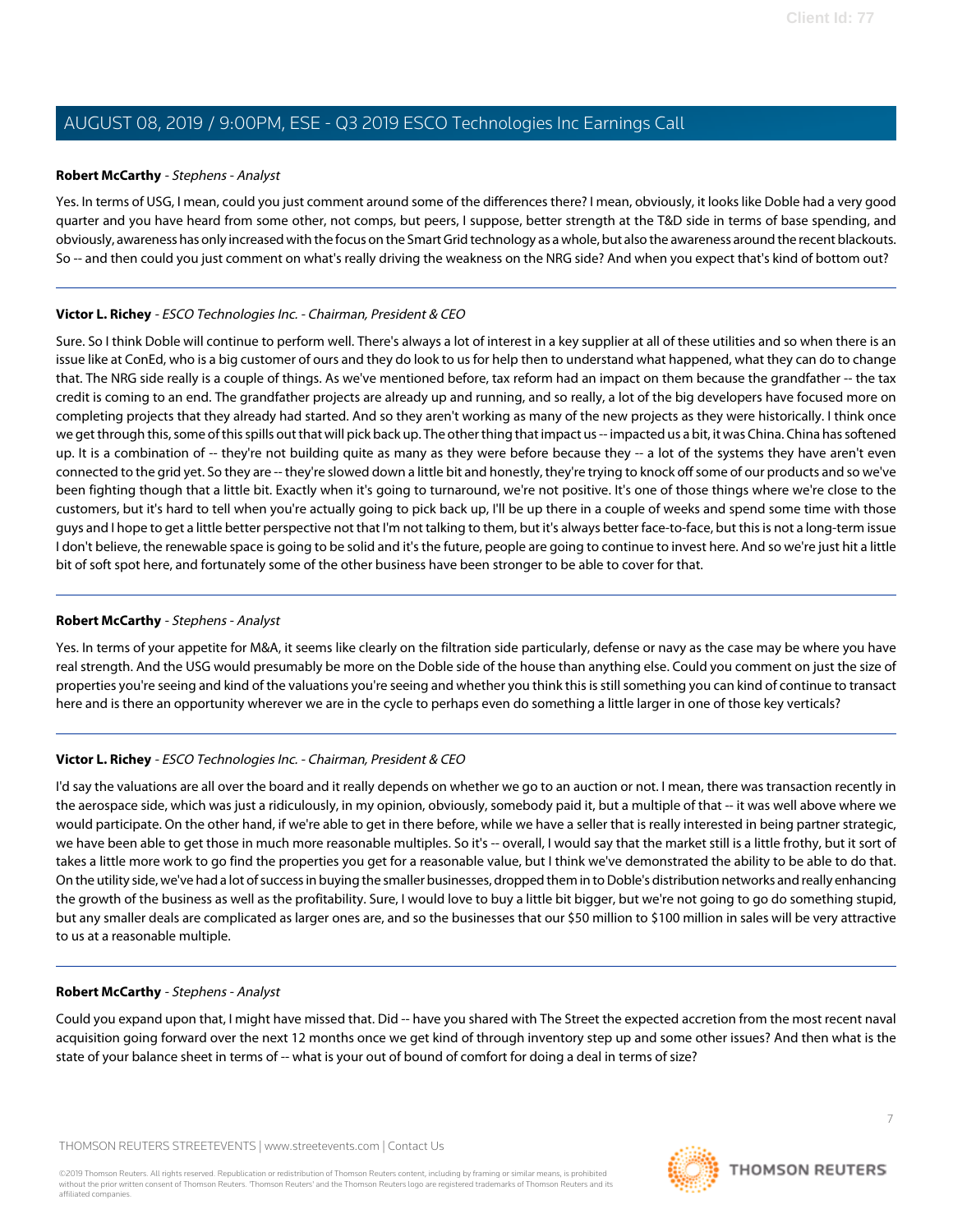**Robert McCarthy** - *Stephens - Analyst*

Yes. In terms of USG, I mean, could you just comment around some of the differences there? I mean, obviously, it looks like Doble had a very good quarter and you have heard from some other, not comps, but peers, I suppose, better strength at the T&D side in terms of base spending, and obviously, awareness has only increased with the focus on the Smart Grid technology as a whole, but also the awareness around the recent blackouts. So -- and then could you just comment on what's really driving the weakness on the NRG side? And when you expect that's kind of bottom out?

---

**Victor L. Richey** - *ESCO Technologies Inc. - Chairman, President & CEO*

Sure. So I think Doble will continue to perform well. There's always a lot of interest in a key supplier at all of these utilities and so when there is an issue like at ConEd, who is a big customer of ours and they do look to us for help then to understand what happened, what they can do to change that. The NRG side really is a couple of things. As we've mentioned before, tax reform had an impact on them because the grandfather -- the tax credit is coming to an end. The grandfather projects are already up and running, and so really, a lot of the big developers have focused more on completing projects that they already had started. And so they aren't working as many of the new projects as they were historically. I think once we get through this, some of this spills out that will pick back up. The other thing that impact us -- impacted us a bit, it was China. China has softened up. It is a combination of -- they're not building quite as many as they were before because they -- a lot of the systems they have aren't even connected to the grid yet. So they are -- they're slowed down a little bit and honestly, they're trying to knock off some of our products and so we've been fighting though that a little bit. Exactly when it's going to turnaround, we're not positive. It's one of those things where we're close to the customers, but it's hard to tell when you're actually going to pick back up, I'll be up there in a couple of weeks and spend some time with those guys and I hope to get a little better perspective not that I'm not talking to them, but it's always better face-to-face, but this is not a long-term issue I don't believe, the renewable space is going to be solid and it's the future, people are going to continue to invest here. And so we're just hit a little bit of soft spot here, and fortunately some of the other business have been stronger to be able to cover for that.

---

**Robert McCarthy** - *Stephens - Analyst*

Yes. In terms of your appetite for M&A, it seems like clearly on the filtration side particularly, defense or navy as the case may be where you have real strength. And the USG would presumably be more on the Doble side of the house than anything else. Could you comment on just the size of properties you're seeing and kind of the valuations you're seeing and whether you think this is still something you can kind of continue to transact here and is there an opportunity wherever we are in the cycle to perhaps even do something a little larger in one of those key verticals?

---

**Victor L. Richey** - *ESCO Technologies Inc. - Chairman, President & CEO*

I'd say the valuations are all over the board and it really depends on whether we go to an auction or not. I mean, there was transaction recently in the aerospace side, which was just a ridiculously, in my opinion, obviously, somebody paid it, but a multiple of that -- it was well above where we would participate. On the other hand, if we're able to get in there before, while we have a seller that is really interested in being partner strategic, we have been able to get those in much more reasonable multiples. So it's -- overall, I would say that the market still is a little frothy, but it sort of takes a little more work to go find the properties you get for a reasonable value, but I think we've demonstrated the ability to be able to do that. On the utility side, we've had a lot of success in buying the smaller businesses, dropped them in to Doble's distribution networks and really enhancing the growth of the business as well as the profitability. Sure, I would love to buy a little bit bigger, but we're not going to go do something stupid, but any smaller deals are complicated as larger ones are, and so the businesses that our $50 million to $100 million in sales will be very attractive to us at a reasonable multiple.

---

**Robert McCarthy** - *Stephens - Analyst*

Could you expand upon that, I might have missed that. Did -- have you shared with The Street the expected accretion from the most recent naval acquisition going forward over the next 12 months once we get kind of through inventory step up and some other issues? And then what is the state of your balance sheet in terms of -- what is your out of bound of comfort for doing a deal in terms of size?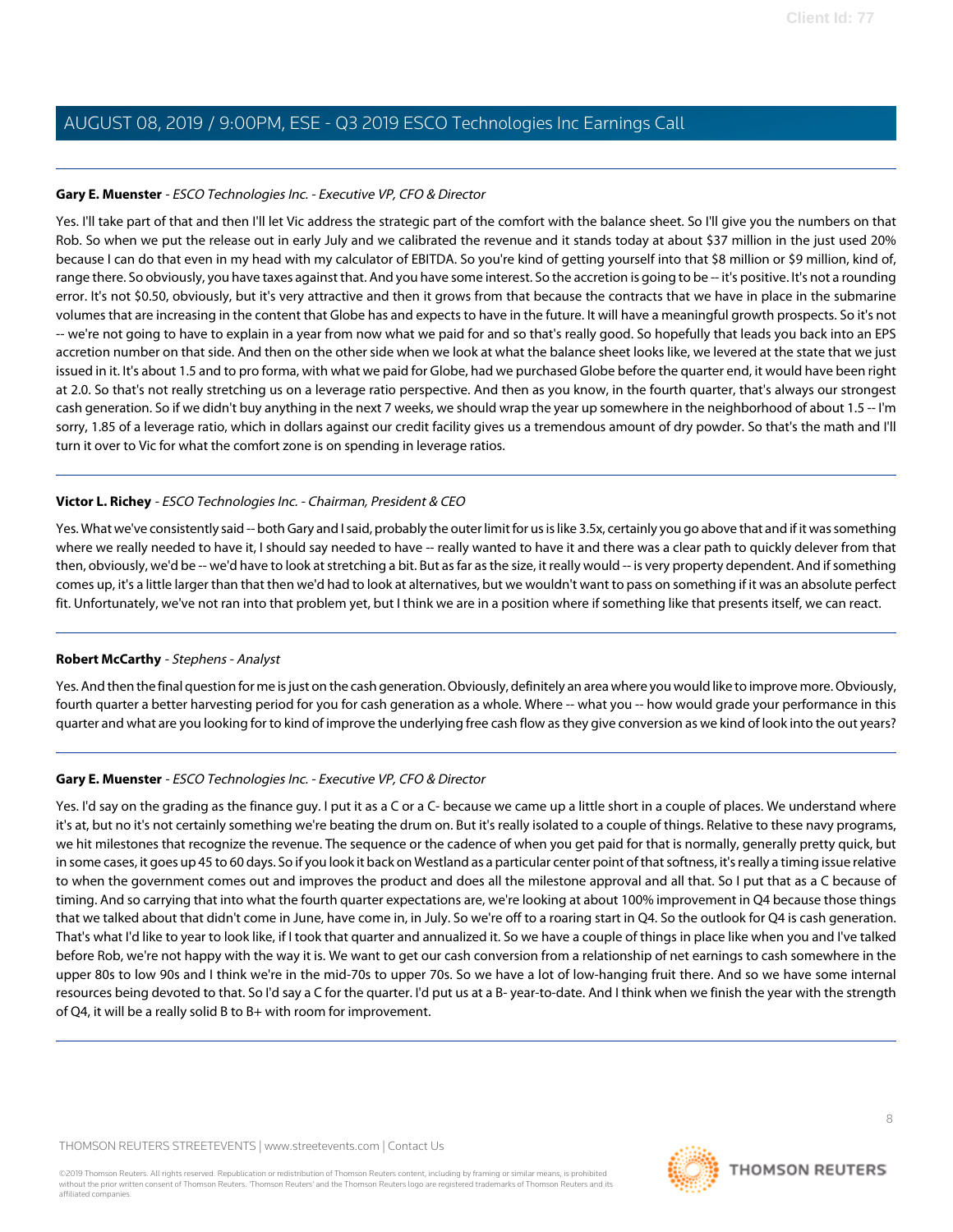**Gary E. Muenster** - *ESCO Technologies Inc. - Executive VP, CFO & Director*

Yes. I'll take part of that and then I'll let Vic address the strategic part of the comfort with the balance sheet. So I'll give you the numbers on that Rob. So when we put the release out in early July and we calibrated the revenue and it stands today at about $37 million in the just used 20% because I can do that even in my head with my calculator of EBITDA. So you're kind of getting yourself into that $8 million or $9 million, kind of, range there. So obviously, you have taxes against that. And you have some interest. So the accretion is going to be -- it's positive. It's not a rounding error. It's not $0.50, obviously, but it's very attractive and then it grows from that because the contracts that we have in place in the submarine volumes that are increasing in the content that Globe has and expects to have in the future. It will have a meaningful growth prospects. So it's not -- we're not going to have to explain in a year from now what we paid for and so that's really good. So hopefully that leads you back into an EPS accretion number on that side. And then on the other side when we look at what the balance sheet looks like, we levered at the state that we just issued in it. It's about 1.5 and to pro forma, with what we paid for Globe, had we purchased Globe before the quarter end, it would have been right at 2.0. So that's not really stretching us on a leverage ratio perspective. And then as you know, in the fourth quarter, that's always our strongest cash generation. So if we didn't buy anything in the next 7 weeks, we should wrap the year up somewhere in the neighborhood of about 1.5 -- I'm sorry, 1.85 of a leverage ratio, which in dollars against our credit facility gives us a tremendous amount of dry powder. So that's the math and I'll turn it over to Vic for what the comfort zone is on spending in leverage ratios.

---

**Victor L. Richey** - *ESCO Technologies Inc. - Chairman, President & CEO*

Yes. What we've consistently said -- both Gary and I said, probably the outer limit for us is like 3.5x, certainly you go above that and if it was something where we really needed to have it, I should say needed to have -- really wanted to have it and there was a clear path to quickly delever from that then, obviously, we'd be -- we'd have to look at stretching a bit. But as far as the size, it really would -- is very property dependent. And if something comes up, it's a little larger than that then we'd had to look at alternatives, but we wouldn't want to pass on something if it was an absolute perfect fit. Unfortunately, we've not ran into that problem yet, but I think we are in a position where if something like that presents itself, we can react.

---

**Robert McCarthy** - *Stephens - Analyst*

Yes. And then the final question for me is just on the cash generation. Obviously, definitely an area where you would like to improve more. Obviously, fourth quarter a better harvesting period for you for cash generation as a whole. Where -- what you -- how would grade your performance in this quarter and what are you looking for to kind of improve the underlying free cash flow as they give conversion as we kind of look into the out years?

---

**Gary E. Muenster** - *ESCO Technologies Inc. - Executive VP, CFO & Director*

Yes. I'd say on the grading as the finance guy. I put it as a C or a C- because we came up a little short in a couple of places. We understand where it's at, but no it's not certainly something we're beating the drum on. But it's really isolated to a couple of things. Relative to these navy programs, we hit milestones that recognize the revenue. The sequence or the cadence of when you get paid for that is normally, generally pretty quick, but in some cases, it goes up 45 to 60 days. So if you look it back on Westland as a particular center point of that softness, it's really a timing issue relative to when the government comes out and improves the product and does all the milestone approval and all that. So I put that as a C because of timing. And so carrying that into what the fourth quarter expectations are, we're looking at about 100% improvement in Q4 because those things that we talked about that didn't come in June, have come in, in July. So we're off to a roaring start in Q4. So the outlook for Q4 is cash generation. That's what I'd like to year to look like, if I took that quarter and annualized it. So we have a couple of things in place like when you and I've talked before Rob, we're not happy with the way it is. We want to get our cash conversion from a relationship of net earnings to cash somewhere in the upper 80s to low 90s and I think we're in the mid-70s to upper 70s. So we have a lot of low-hanging fruit there. And so we have some internal resources being devoted to that. So I'd say a C for the quarter. I'd put us at a B- year-to-date. And I think when we finish the year with the strength of Q4, it will be a really solid B to B+ with room for improvement.

---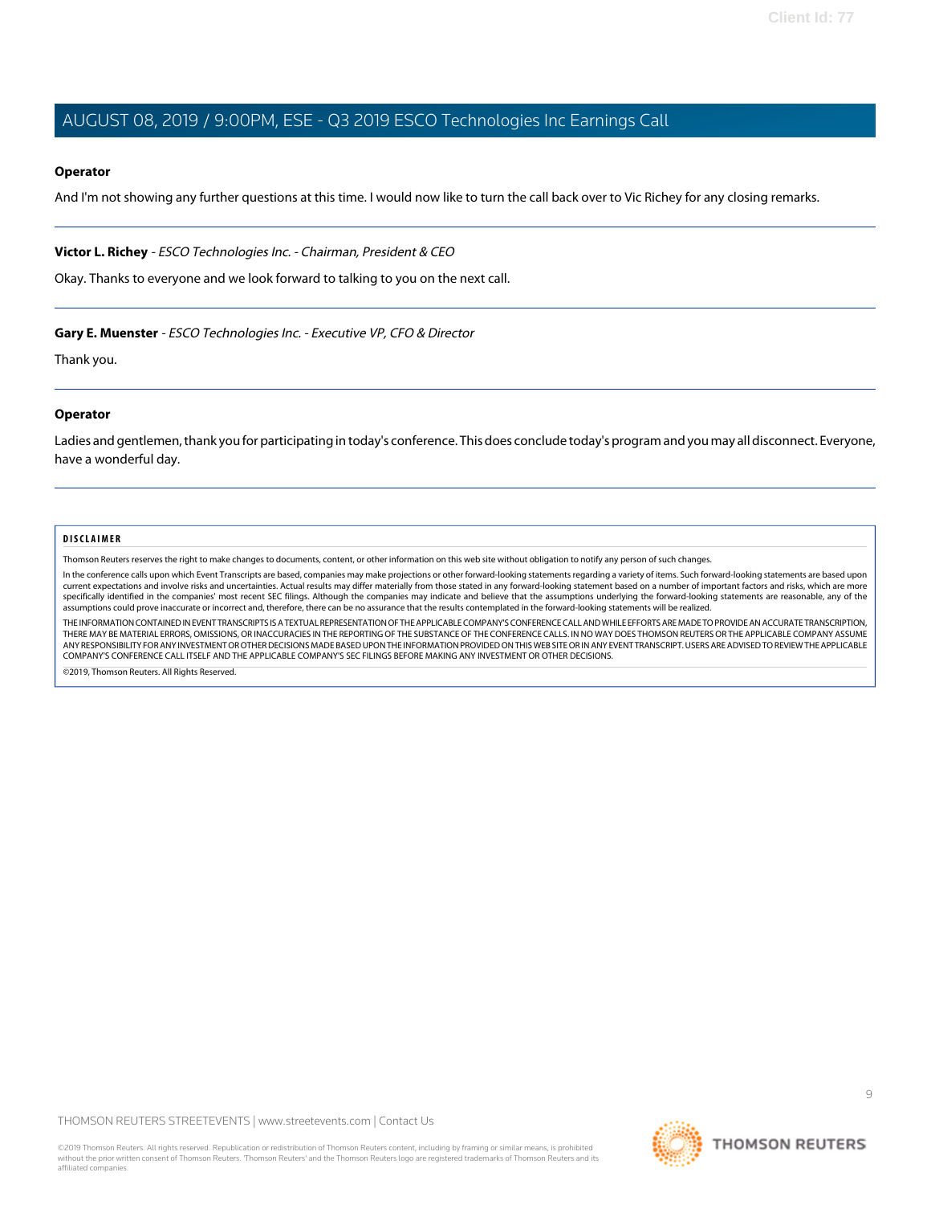**Operator**

And I'm not showing any further questions at this time. I would now like to turn the call back over to Vic Richey for any closing remarks.

---

**Victor L. Richey** - *ESCO Technologies Inc. - Chairman, President & CEO*

Okay. Thanks to everyone and we look forward to talking to you on the next call.

---

**Gary E. Muenster** - *ESCO Technologies Inc. - Executive VP, CFO & Director*

Thank you.

---

**Operator**

Ladies and gentlemen, thank you for participating in today's conference. This does conclude today's program and you may all disconnect. Everyone, have a wonderful day.

---

**DISCLAIMER**

Thomson Reuters reserves the right to make changes to documents, content, or other information on this web site without obligation to notify any person of such changes.

In the conference calls upon which Event Transcripts are based, companies may make projections or other forward-looking statements regarding a variety of items. Such forward-looking statements are based upon current expectations and involve risks and uncertainties. Actual results may differ materially from those stated in any forward-looking statement based on a number of important factors and risks, which are more specifically identified in the companies' most recent SEC filings. Although the companies may indicate and believe that the assumptions underlying the forward-looking statements are reasonable, any of the assumptions could prove inaccurate or incorrect and, therefore, there can be no assurance that the results contemplated in the forward-looking statements will be realized.

THE INFORMATION CONTAINED IN EVENT TRANSCRIPTS IS A TEXTUAL REPRESENTATION OF THE APPLICABLE COMPANY'S CONFERENCE CALL AND WHILE EFFORTS ARE MADE TO PROVIDE AN ACCURATE TRANSCRIPTION, THERE MAY BE MATERIAL ERRORS, OMISSIONS, OR INACCURACIES IN THE REPORTING OF THE SUBSTANCE OF THE CONFERENCE CALLS. IN NO WAY DOES THOMSON REUTERS OR THE APPLICABLE COMPANY ASSUME ANY RESPONSIBILITY FOR ANY INVESTMENT OR OTHER DECISIONS MADE BASED UPON THE INFORMATION PROVIDED ON THIS WEB SITE OR IN ANY EVENT TRANSCRIPT. USERS ARE ADVISED TO REVIEW THE APPLICABLE COMPANY'S CONFERENCE CALL ITSELF AND THE APPLICABLE COMPANY'S SEC FILINGS BEFORE MAKING ANY INVESTMENT OR OTHER DECISIONS.

©2019, Thomson Reuters. All Rights Reserved.